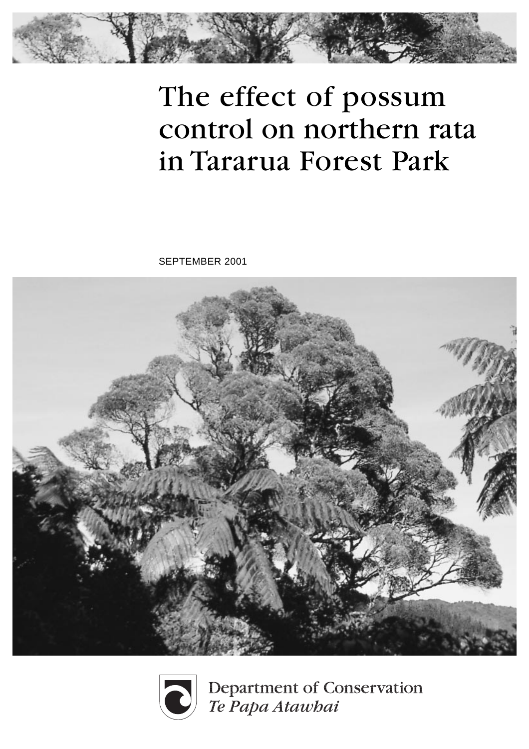# The effect of possum control on northern rata in Tararua Forest Park

SEPTEMBER 2001

Department of Conservation
*Te Papa Atawhai*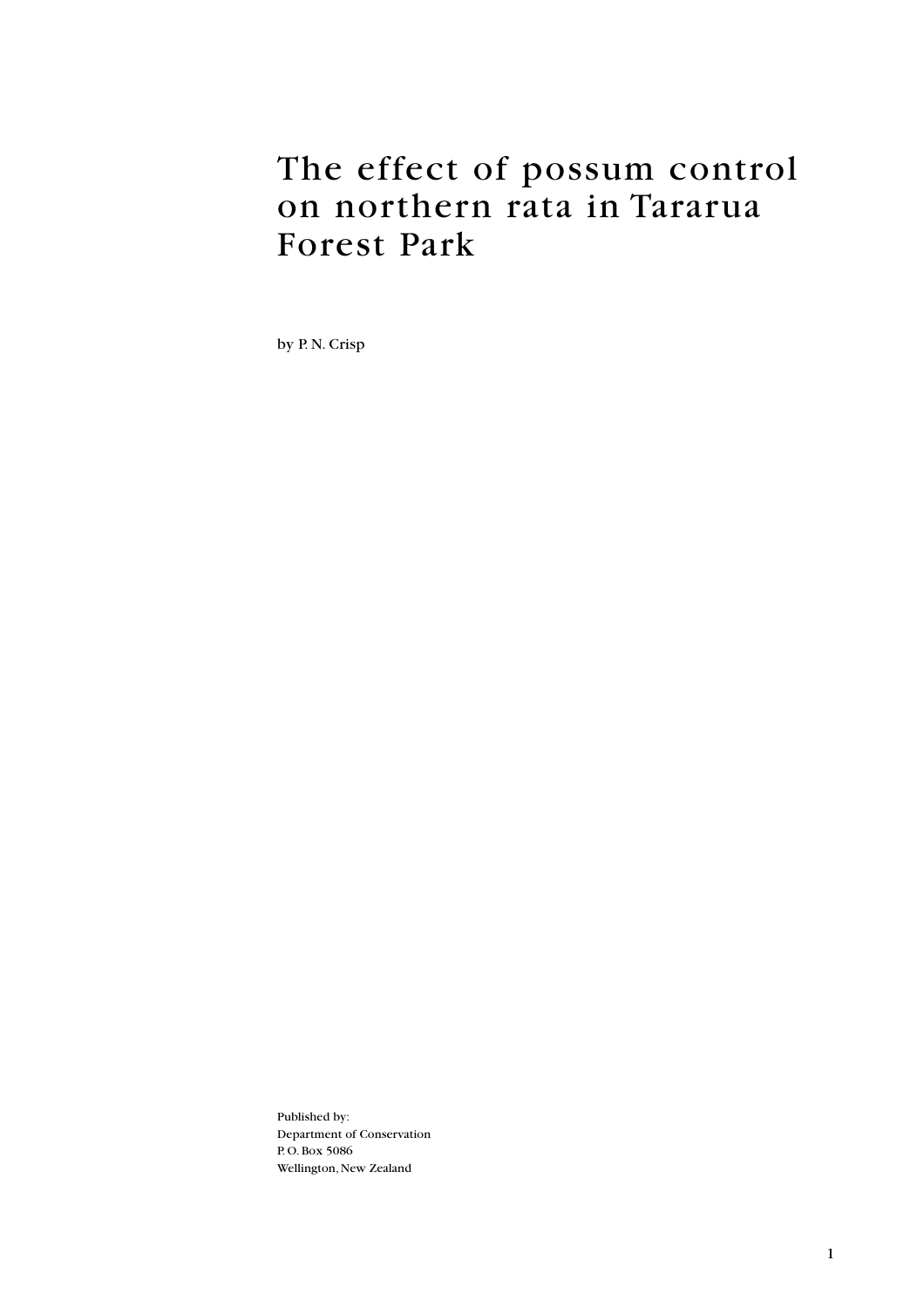# The effect of possum control on northern rata in Tararua Forest Park

by P. N. Crisp

Published by:
Department of Conservation
P. O. Box 5086
Wellington, New Zealand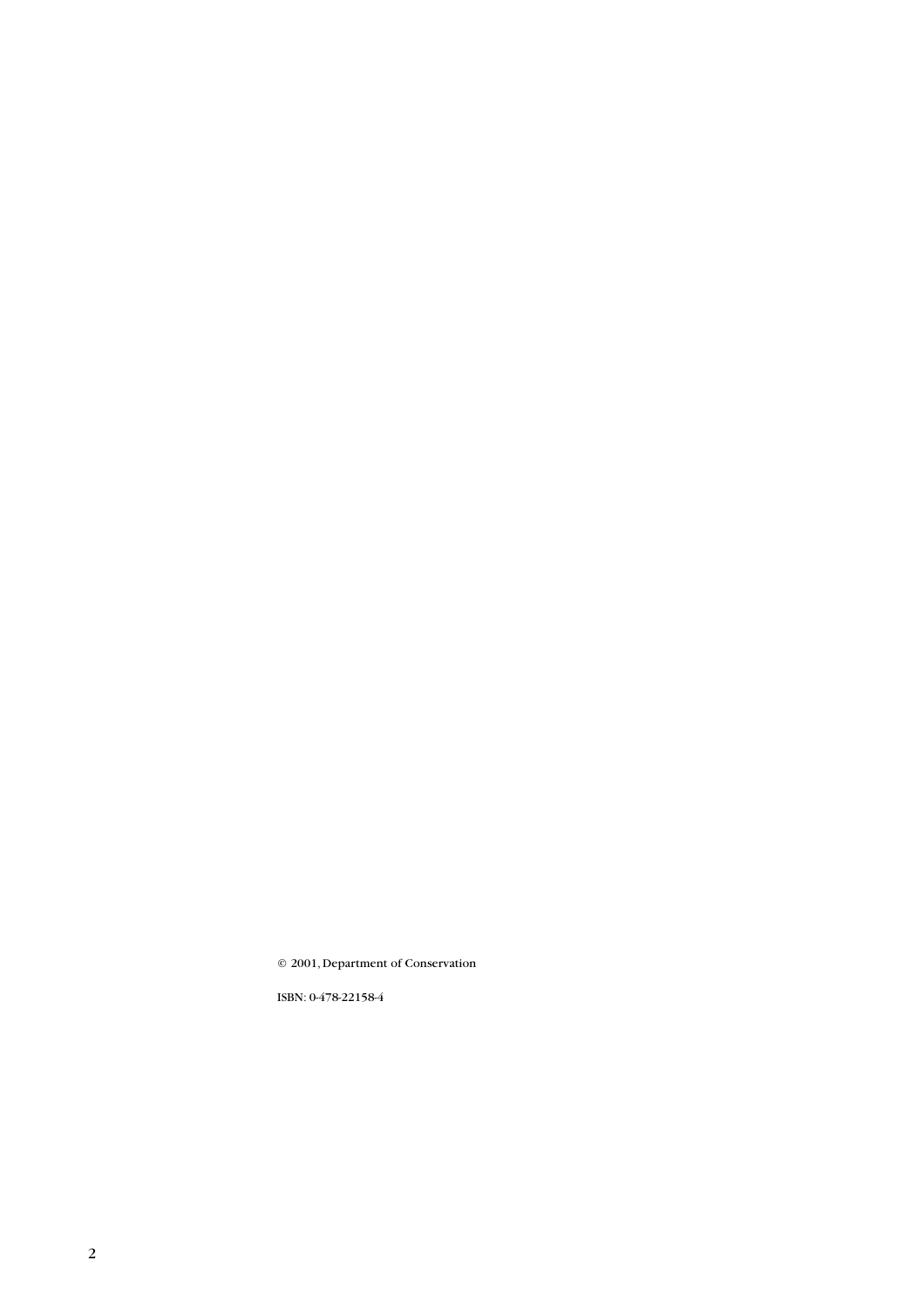© 2001, Department of Conservation

ISBN: 0-478-22158-4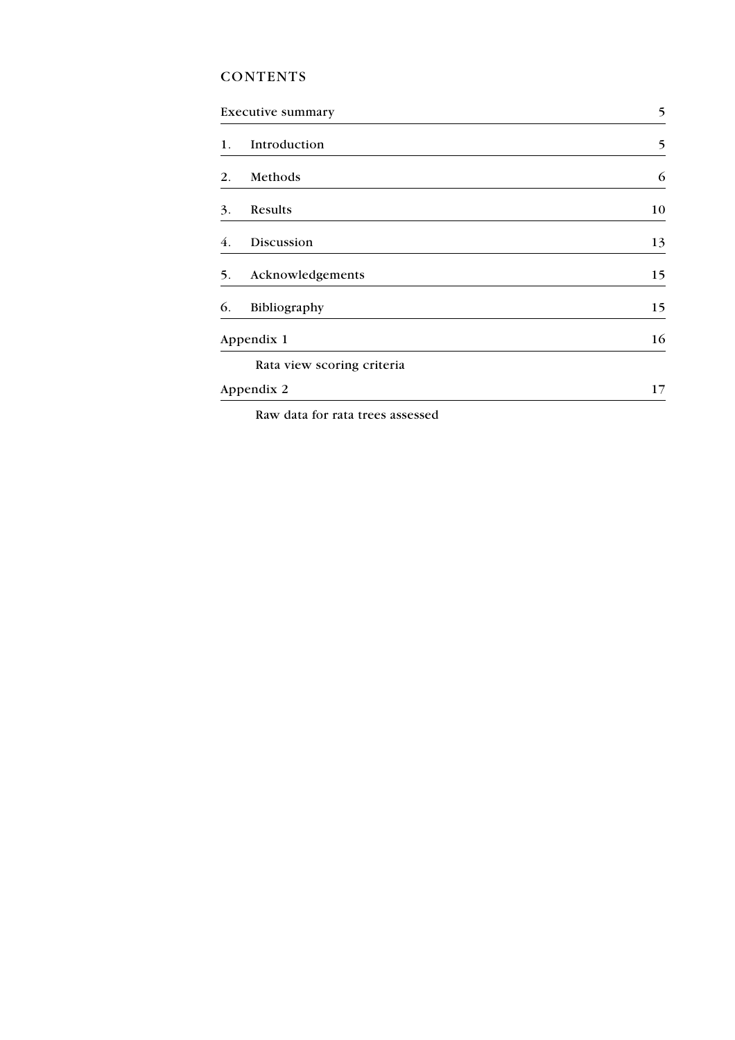# CONTENTS

| | |
|---|---|
| Executive summary | 5 |
| 1. Introduction | 5 |
| 2. Methods | 6 |
| 3. Results | 10 |
| 4. Discussion | 13 |
| 5. Acknowledgements | 15 |
| 6. Bibliography | 15 |
| Appendix 1 | 16 |
| Rata view scoring criteria | |
| Appendix 2 | 17 |
| Raw data for rata trees assessed | |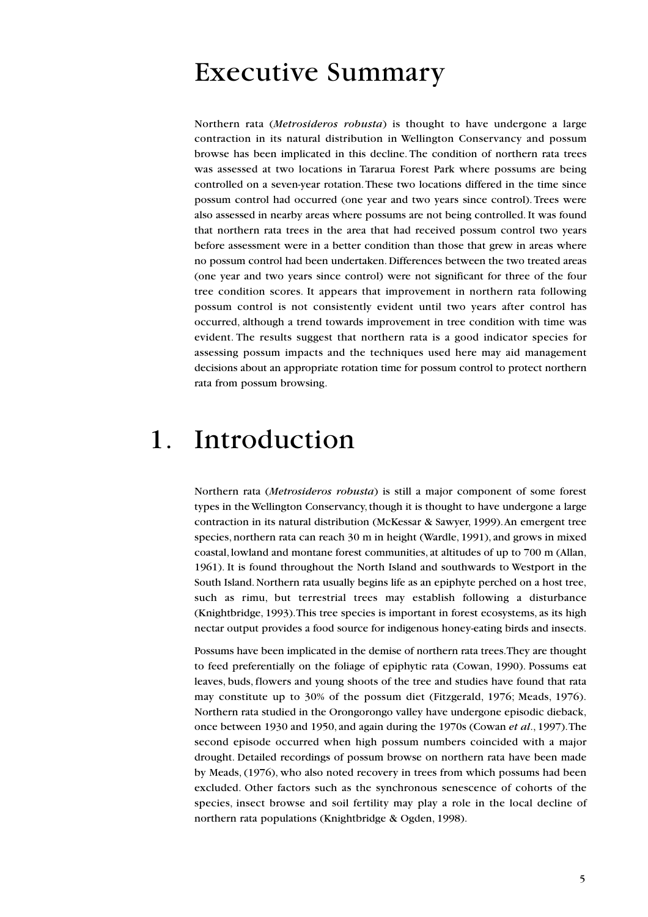# Executive Summary

Northern rata (*Metrosideros robusta*) is thought to have undergone a large contraction in its natural distribution in Wellington Conservancy and possum browse has been implicated in this decline. The condition of northern rata trees was assessed at two locations in Tararua Forest Park where possums are being controlled on a seven-year rotation. These two locations differed in the time since possum control had occurred (one year and two years since control). Trees were also assessed in nearby areas where possums are not being controlled. It was found that northern rata trees in the area that had received possum control two years before assessment were in a better condition than those that grew in areas where no possum control had been undertaken. Differences between the two treated areas (one year and two years since control) were not significant for three of the four tree condition scores. It appears that improvement in northern rata following possum control is not consistently evident until two years after control has occurred, although a trend towards improvement in tree condition with time was evident. The results suggest that northern rata is a good indicator species for assessing possum impacts and the techniques used here may aid management decisions about an appropriate rotation time for possum control to protect northern rata from possum browsing.

# 1. Introduction

Northern rata (*Metrosideros robusta*) is still a major component of some forest types in the Wellington Conservancy, though it is thought to have undergone a large contraction in its natural distribution (McKessar & Sawyer, 1999). An emergent tree species, northern rata can reach 30 m in height (Wardle, 1991), and grows in mixed coastal, lowland and montane forest communities, at altitudes of up to 700 m (Allan, 1961). It is found throughout the North Island and southwards to Westport in the South Island. Northern rata usually begins life as an epiphyte perched on a host tree, such as rimu, but terrestrial trees may establish following a disturbance (Knightbridge, 1993). This tree species is important in forest ecosystems, as its high nectar output provides a food source for indigenous honey-eating birds and insects.

Possums have been implicated in the demise of northern rata trees. They are thought to feed preferentially on the foliage of epiphytic rata (Cowan, 1990). Possums eat leaves, buds, flowers and young shoots of the tree and studies have found that rata may constitute up to 30% of the possum diet (Fitzgerald, 1976; Meads, 1976). Northern rata studied in the Orongorongo valley have undergone episodic dieback, once between 1930 and 1950, and again during the 1970s (Cowan *et al*., 1997). The second episode occurred when high possum numbers coincided with a major drought. Detailed recordings of possum browse on northern rata have been made by Meads, (1976), who also noted recovery in trees from which possums had been excluded. Other factors such as the synchronous senescence of cohorts of the species, insect browse and soil fertility may play a role in the local decline of northern rata populations (Knightbridge & Ogden, 1998).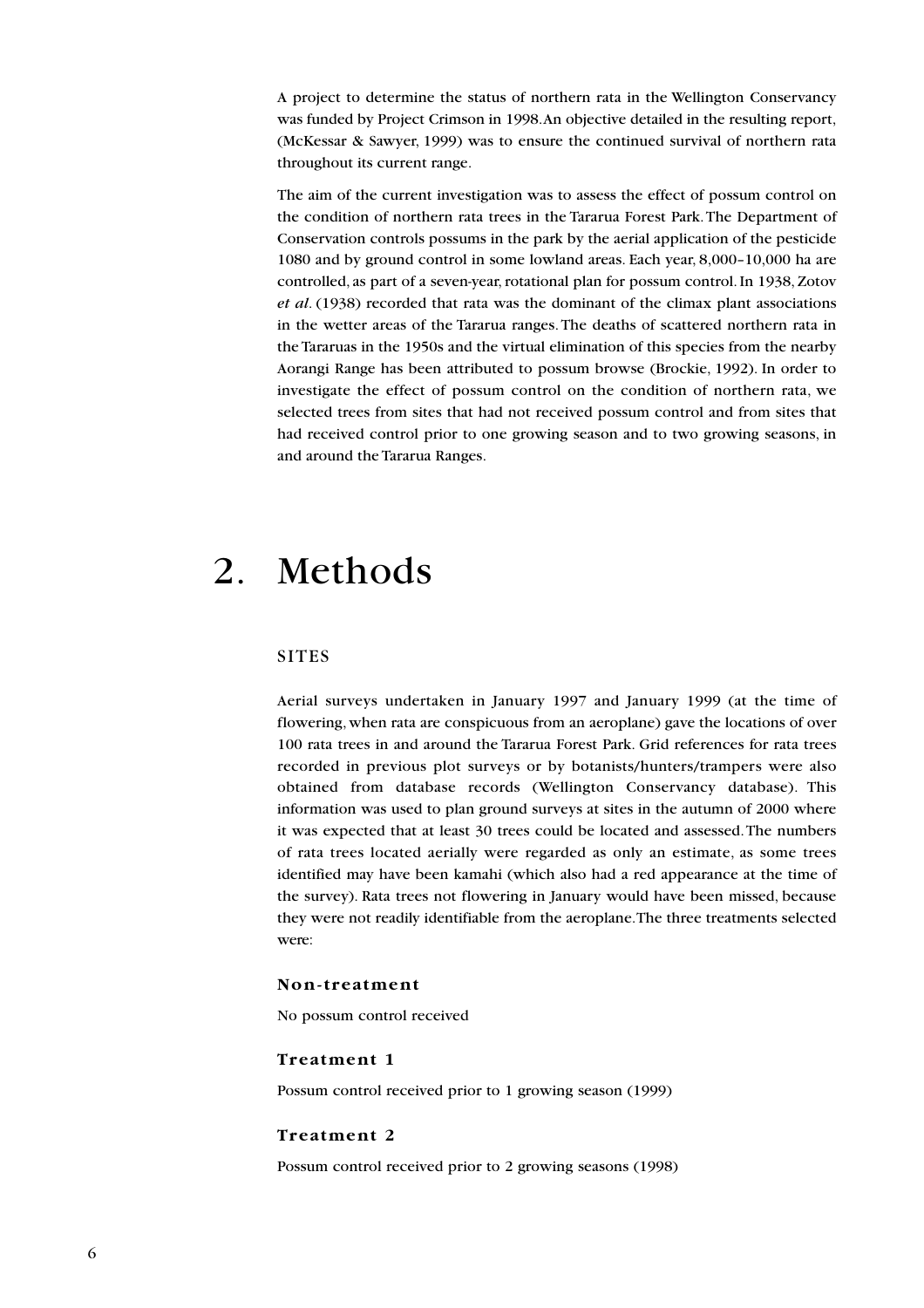A project to determine the status of northern rata in the Wellington Conservancy was funded by Project Crimson in 1998. An objective detailed in the resulting report, (McKessar & Sawyer, 1999) was to ensure the continued survival of northern rata throughout its current range.

The aim of the current investigation was to assess the effect of possum control on the condition of northern rata trees in the Tararua Forest Park. The Department of Conservation controls possums in the park by the aerial application of the pesticide 1080 and by ground control in some lowland areas. Each year, 8,000–10,000 ha are controlled, as part of a seven-year, rotational plan for possum control. In 1938, Zotov *et al*. (1938) recorded that rata was the dominant of the climax plant associations in the wetter areas of the Tararua ranges. The deaths of scattered northern rata in the Tararuas in the 1950s and the virtual elimination of this species from the nearby Aorangi Range has been attributed to possum browse (Brockie, 1992). In order to investigate the effect of possum control on the condition of northern rata, we selected trees from sites that had not received possum control and from sites that had received control prior to one growing season and to two growing seasons, in and around the Tararua Ranges.

# 2. Methods

## SITES

Aerial surveys undertaken in January 1997 and January 1999 (at the time of flowering, when rata are conspicuous from an aeroplane) gave the locations of over 100 rata trees in and around the Tararua Forest Park. Grid references for rata trees recorded in previous plot surveys or by botanists/hunters/trampers were also obtained from database records (Wellington Conservancy database). This information was used to plan ground surveys at sites in the autumn of 2000 where it was expected that at least 30 trees could be located and assessed. The numbers of rata trees located aerially were regarded as only an estimate, as some trees identified may have been kamahi (which also had a red appearance at the time of the survey). Rata trees not flowering in January would have been missed, because they were not readily identifiable from the aeroplane. The three treatments selected were:

### Non-treatment

No possum control received

### Treatment 1

Possum control received prior to 1 growing season (1999)

### Treatment 2

Possum control received prior to 2 growing seasons (1998)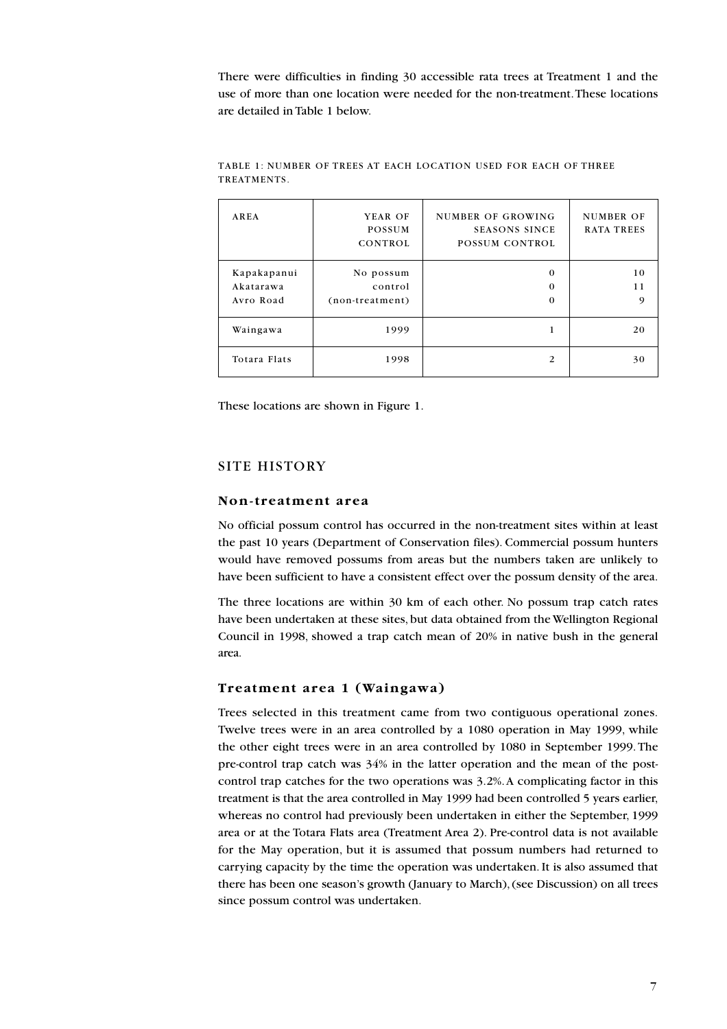There were difficulties in finding 30 accessible rata trees at Treatment 1 and the use of more than one location were needed for the non-treatment. These locations are detailed in Table 1 below.

TABLE 1: NUMBER OF TREES AT EACH LOCATION USED FOR EACH OF THREE TREATMENTS.

| AREA | YEAR OF POSSUM CONTROL | NUMBER OF GROWING SEASONS SINCE POSSUM CONTROL | NUMBER OF RATA TREES |
|---|---|---|---|
| Kapakapanui<br>Akatarawa<br>Avro Road | No possum control (non-treatment) | 0<br>0<br>0 | 10<br>11<br>9 |
| Waingawa | 1999 | 1 | 20 |
| Totara Flats | 1998 | 2 | 30 |

These locations are shown in Figure 1.

## SITE HISTORY

### Non-treatment area

No official possum control has occurred in the non-treatment sites within at least the past 10 years (Department of Conservation files). Commercial possum hunters would have removed possums from areas but the numbers taken are unlikely to have been sufficient to have a consistent effect over the possum density of the area.

The three locations are within 30 km of each other. No possum trap catch rates have been undertaken at these sites, but data obtained from the Wellington Regional Council in 1998, showed a trap catch mean of 20% in native bush in the general area.

### Treatment area 1 (Waingawa)

Trees selected in this treatment came from two contiguous operational zones. Twelve trees were in an area controlled by a 1080 operation in May 1999, while the other eight trees were in an area controlled by 1080 in September 1999. The pre-control trap catch was 34% in the latter operation and the mean of the post-control trap catches for the two operations was 3.2%. A complicating factor in this treatment is that the area controlled in May 1999 had been controlled 5 years earlier, whereas no control had previously been undertaken in either the September, 1999 area or at the Totara Flats area (Treatment Area 2). Pre-control data is not available for the May operation, but it is assumed that possum numbers had returned to carrying capacity by the time the operation was undertaken. It is also assumed that there has been one season's growth (January to March), (see Discussion) on all trees since possum control was undertaken.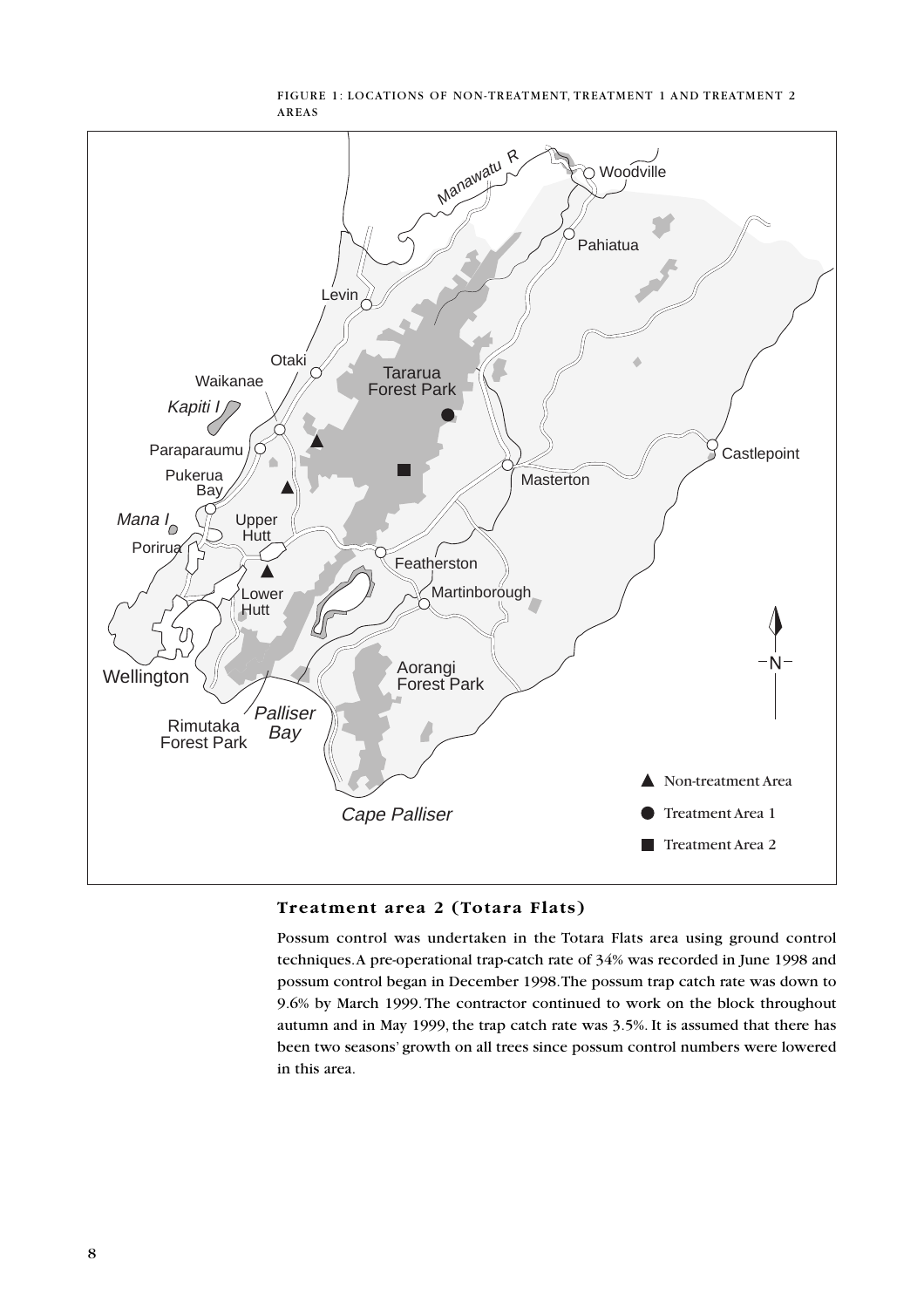FIGURE 1: LOCATIONS OF NON-TREATMENT, TREATMENT 1 AND TREATMENT 2 AREAS

### Treatment area 2 (Totara Flats)

Possum control was undertaken in the Totara Flats area using ground control techniques. A pre-operational trap-catch rate of 34% was recorded in June 1998 and possum control began in December 1998. The possum trap catch rate was down to 9.6% by March 1999. The contractor continued to work on the block throughout autumn and in May 1999, the trap catch rate was 3.5%. It is assumed that there has been two seasons' growth on all trees since possum control numbers were lowered in this area.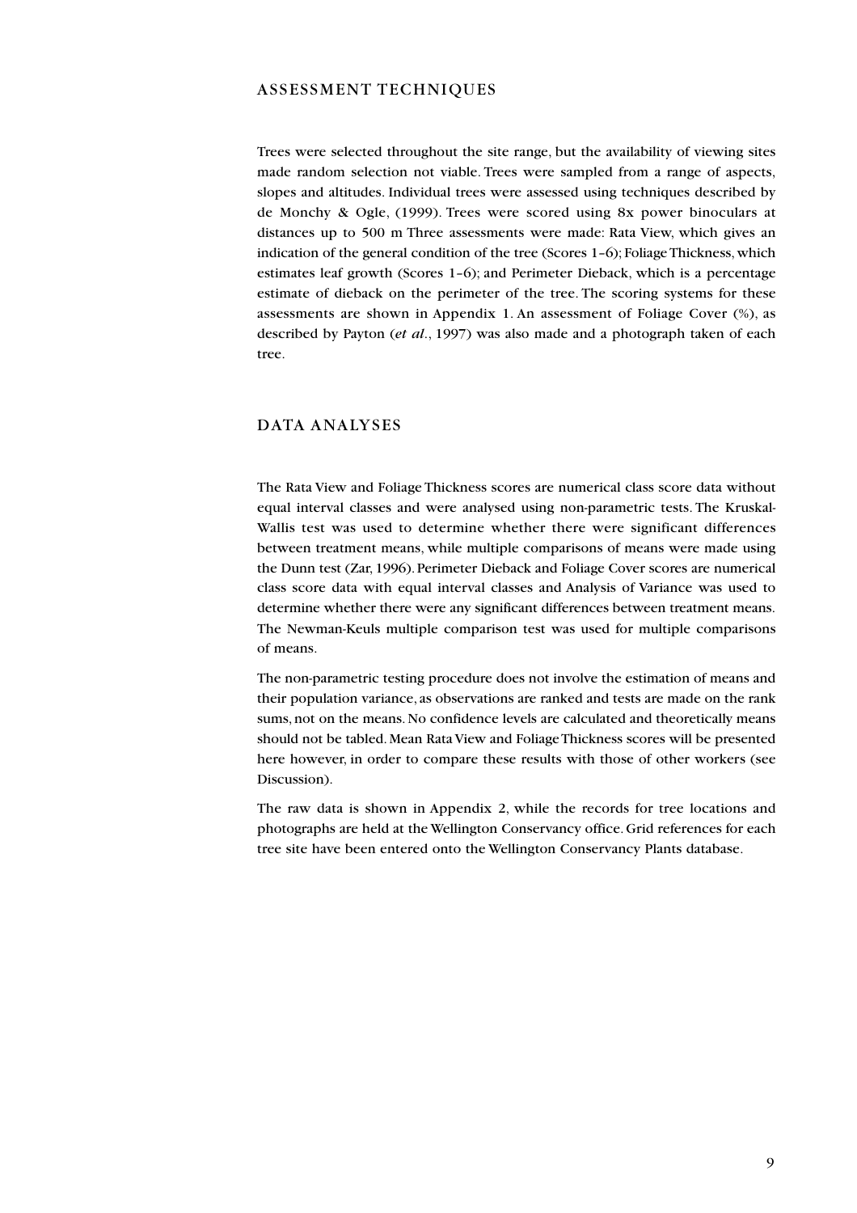## ASSESSMENT TECHNIQUES

Trees were selected throughout the site range, but the availability of viewing sites made random selection not viable. Trees were sampled from a range of aspects, slopes and altitudes. Individual trees were assessed using techniques described by de Monchy & Ogle, (1999). Trees were scored using 8x power binoculars at distances up to 500 m Three assessments were made: Rata View, which gives an indication of the general condition of the tree (Scores 1–6); Foliage Thickness, which estimates leaf growth (Scores 1–6); and Perimeter Dieback, which is a percentage estimate of dieback on the perimeter of the tree. The scoring systems for these assessments are shown in Appendix 1. An assessment of Foliage Cover (%), as described by Payton (*et al*., 1997) was also made and a photograph taken of each tree.

## DATA ANALYSES

The Rata View and Foliage Thickness scores are numerical class score data without equal interval classes and were analysed using non-parametric tests. The Kruskal-Wallis test was used to determine whether there were significant differences between treatment means, while multiple comparisons of means were made using the Dunn test (Zar, 1996). Perimeter Dieback and Foliage Cover scores are numerical class score data with equal interval classes and Analysis of Variance was used to determine whether there were any significant differences between treatment means. The Newman-Keuls multiple comparison test was used for multiple comparisons of means.

The non-parametric testing procedure does not involve the estimation of means and their population variance, as observations are ranked and tests are made on the rank sums, not on the means. No confidence levels are calculated and theoretically means should not be tabled. Mean Rata View and Foliage Thickness scores will be presented here however, in order to compare these results with those of other workers (see Discussion).

The raw data is shown in Appendix 2, while the records for tree locations and photographs are held at the Wellington Conservancy office. Grid references for each tree site have been entered onto the Wellington Conservancy Plants database.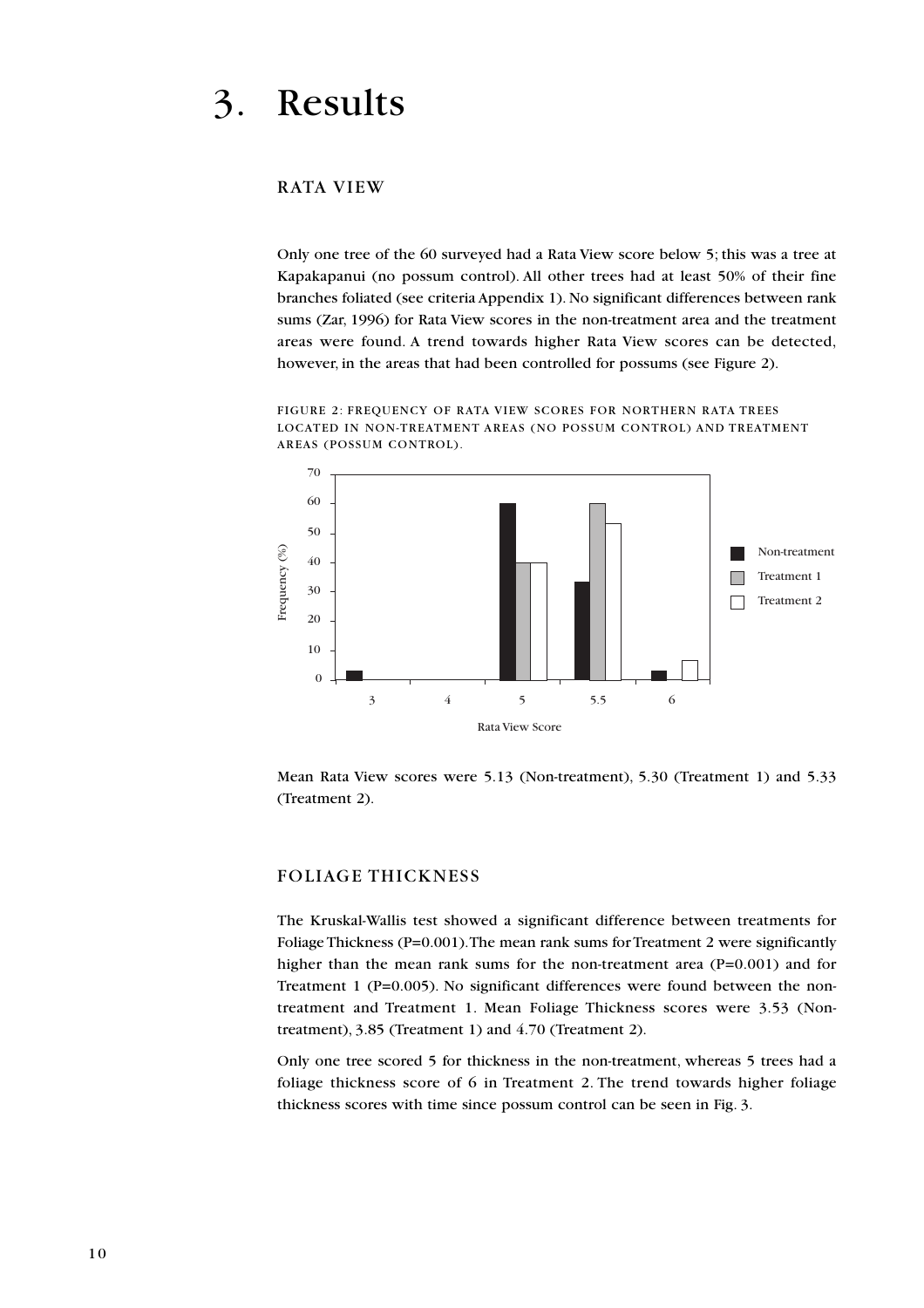# 3. Results

## RATA VIEW

Only one tree of the 60 surveyed had a Rata View score below 5; this was a tree at Kapakapanui (no possum control). All other trees had at least 50% of their fine branches foliated (see criteria Appendix 1). No significant differences between rank sums (Zar, 1996) for Rata View scores in the non-treatment area and the treatment areas were found. A trend towards higher Rata View scores can be detected, however, in the areas that had been controlled for possums (see Figure 2).

FIGURE 2: FREQUENCY OF RATA VIEW SCORES FOR NORTHERN RATA TREES LOCATED IN NON-TREATMENT AREAS (NO POSSUM CONTROL) AND TREATMENT AREAS (POSSUM CONTROL).

Mean Rata View scores were 5.13 (Non-treatment), 5.30 (Treatment 1) and 5.33 (Treatment 2).

## FOLIAGE THICKNESS

The Kruskal-Wallis test showed a significant difference between treatments for Foliage Thickness (P=0.001). The mean rank sums for Treatment 2 were significantly higher than the mean rank sums for the non-treatment area (P=0.001) and for Treatment 1 (P=0.005). No significant differences were found between the non-treatment and Treatment 1. Mean Foliage Thickness scores were 3.53 (Non-treatment), 3.85 (Treatment 1) and 4.70 (Treatment 2).

Only one tree scored 5 for thickness in the non-treatment, whereas 5 trees had a foliage thickness score of 6 in Treatment 2. The trend towards higher foliage thickness scores with time since possum control can be seen in Fig. 3.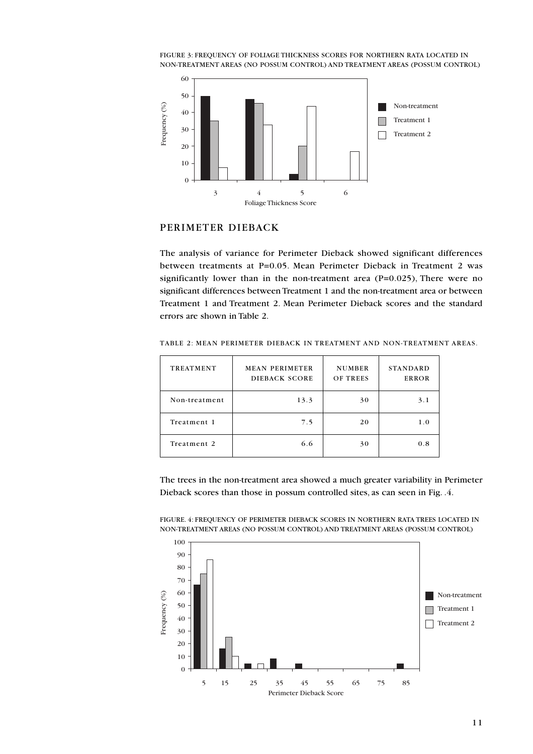FIGURE 3: FREQUENCY OF FOLIAGE THICKNESS SCORES FOR NORTHERN RATA LOCATED IN NON-TREATMENT AREAS (NO POSSUM CONTROL) AND TREATMENT AREAS (POSSUM CONTROL)

## PERIMETER DIEBACK

The analysis of variance for Perimeter Dieback showed significant differences between treatments at P=0.05. Mean Perimeter Dieback in Treatment 2 was significantly lower than in the non-treatment area (P=0.025), There were no significant differences between Treatment 1 and the non-treatment area or between Treatment 1 and Treatment 2. Mean Perimeter Dieback scores and the standard errors are shown in Table 2.

TABLE 2: MEAN PERIMETER DIEBACK IN TREATMENT AND NON-TREATMENT AREAS.

| TREATMENT | MEAN PERIMETER DIEBACK SCORE | NUMBER OF TREES | STANDARD ERROR |
|---|---|---|---|
| Non-treatment | 13.3 | 30 | 3.1 |
| Treatment 1 | 7.5 | 20 | 1.0 |
| Treatment 2 | 6.6 | 30 | 0.8 |

The trees in the non-treatment area showed a much greater variability in Perimeter Dieback scores than those in possum controlled sites, as can seen in Fig. .4.

FIGURE. 4: FREQUENCY OF PERIMETER DIEBACK SCORES IN NORTHERN RATA TREES LOCATED IN NON-TREATMENT AREAS (NO POSSUM CONTROL) AND TREATMENT AREAS (POSSUM CONTROL)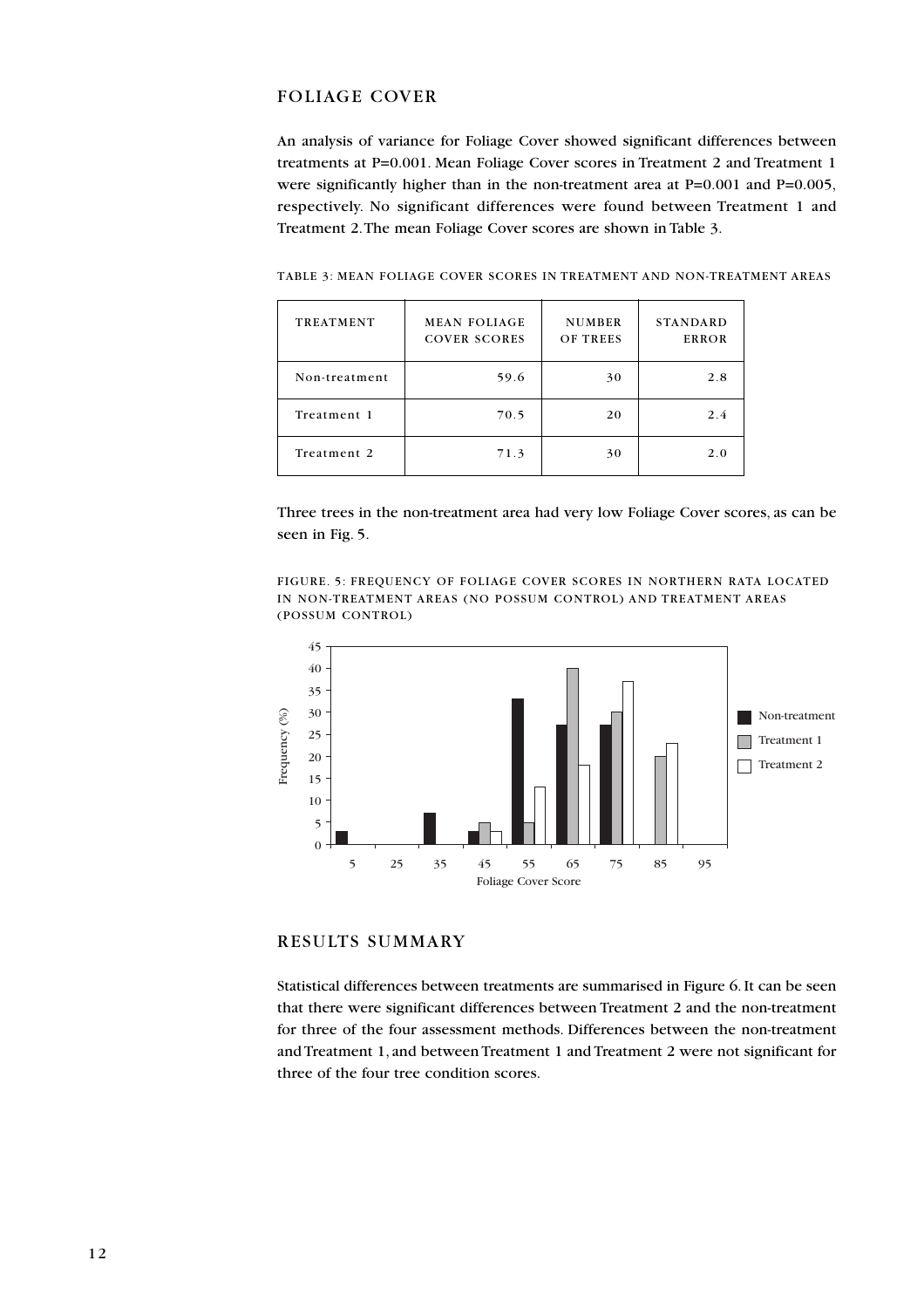## FOLIAGE COVER

An analysis of variance for Foliage Cover showed significant differences between treatments at P=0.001. Mean Foliage Cover scores in Treatment 2 and Treatment 1 were significantly higher than in the non-treatment area at P=0.001 and P=0.005, respectively. No significant differences were found between Treatment 1 and Treatment 2. The mean Foliage Cover scores are shown in Table 3.

TABLE 3: MEAN FOLIAGE COVER SCORES IN TREATMENT AND NON-TREATMENT AREAS

| TREATMENT | MEAN FOLIAGE COVER SCORES | NUMBER OF TREES | STANDARD ERROR |
|---|---|---|---|
| Non-treatment | 59.6 | 30 | 2.8 |
| Treatment 1 | 70.5 | 20 | 2.4 |
| Treatment 2 | 71.3 | 30 | 2.0 |

Three trees in the non-treatment area had very low Foliage Cover scores, as can be seen in Fig. 5.

FIGURE. 5: FREQUENCY OF FOLIAGE COVER SCORES IN NORTHERN RATA LOCATED IN NON-TREATMENT AREAS (NO POSSUM CONTROL) AND TREATMENT AREAS (POSSUM CONTROL)

## RESULTS SUMMARY

Statistical differences between treatments are summarised in Figure 6. It can be seen that there were significant differences between Treatment 2 and the non-treatment for three of the four assessment methods. Differences between the non-treatment and Treatment 1, and between Treatment 1 and Treatment 2 were not significant for three of the four tree condition scores.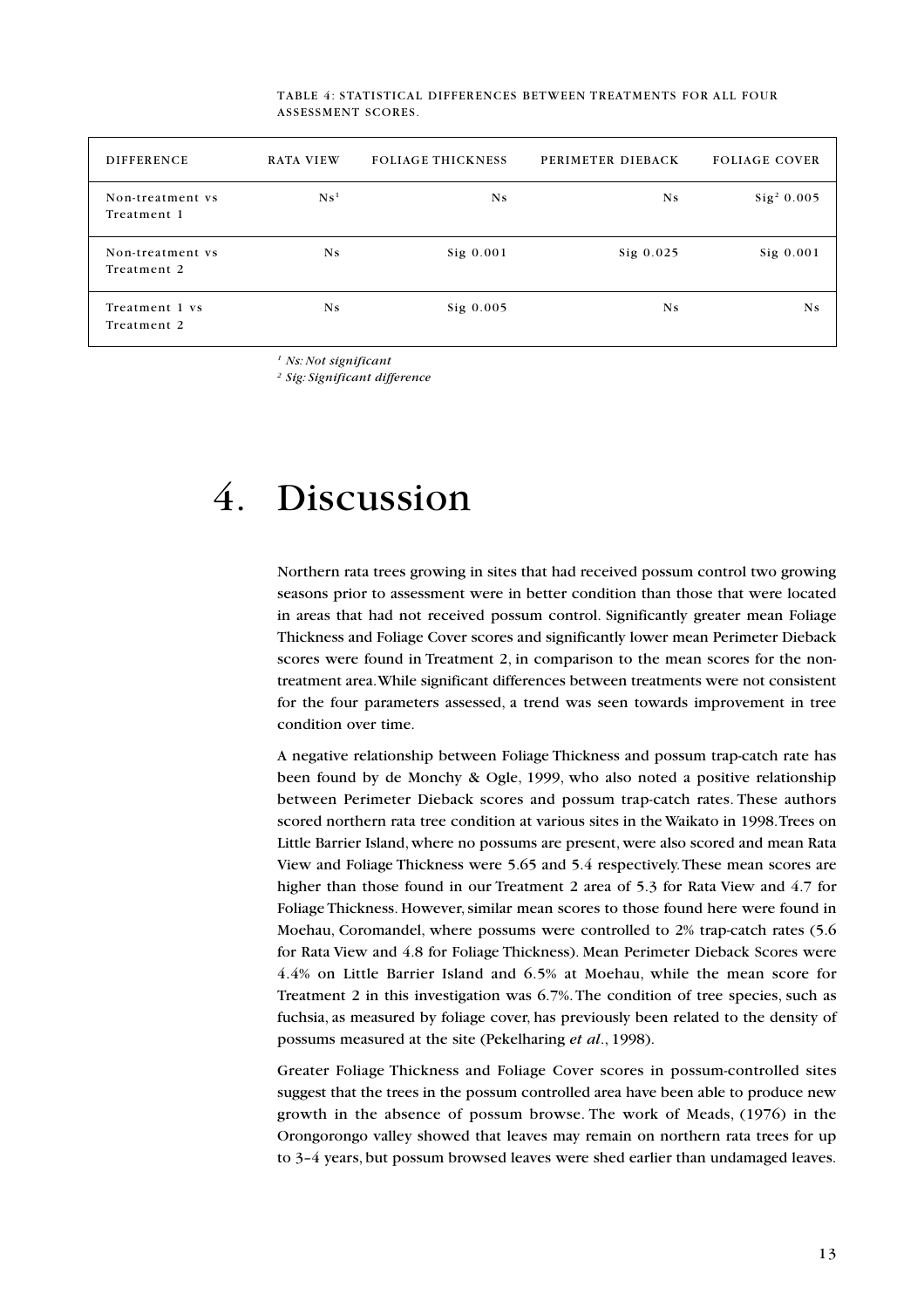TABLE 4: STATISTICAL DIFFERENCES BETWEEN TREATMENTS FOR ALL FOUR ASSESSMENT SCORES.

| DIFFERENCE | RATA VIEW | FOLIAGE THICKNESS | PERIMETER DIEBACK | FOLIAGE COVER |
|---|---|---|---|---|
| Non-treatment vs Treatment 1 | Ns[1] | Ns | Ns | Sig[2] 0.005 |
| Non-treatment vs Treatment 2 | Ns | Sig 0.001 | Sig 0.025 | Sig 0.001 |
| Treatment 1 vs Treatment 2 | Ns | Sig 0.005 | Ns | Ns |

[1] *Ns: Not significant*

[2] *Sig: Significant difference*

# 4. Discussion

Northern rata trees growing in sites that had received possum control two growing seasons prior to assessment were in better condition than those that were located in areas that had not received possum control. Significantly greater mean Foliage Thickness and Foliage Cover scores and significantly lower mean Perimeter Dieback scores were found in Treatment 2, in comparison to the mean scores for the non-treatment area. While significant differences between treatments were not consistent for the four parameters assessed, a trend was seen towards improvement in tree condition over time.

A negative relationship between Foliage Thickness and possum trap-catch rate has been found by de Monchy & Ogle, 1999, who also noted a positive relationship between Perimeter Dieback scores and possum trap-catch rates. These authors scored northern rata tree condition at various sites in the Waikato in 1998. Trees on Little Barrier Island, where no possums are present, were also scored and mean Rata View and Foliage Thickness were 5.65 and 5.4 respectively. These mean scores are higher than those found in our Treatment 2 area of 5.3 for Rata View and 4.7 for Foliage Thickness. However, similar mean scores to those found here were found in Moehau, Coromandel, where possums were controlled to 2% trap-catch rates (5.6 for Rata View and 4.8 for Foliage Thickness). Mean Perimeter Dieback Scores were 4.4% on Little Barrier Island and 6.5% at Moehau, while the mean score for Treatment 2 in this investigation was 6.7%. The condition of tree species, such as fuchsia, as measured by foliage cover, has previously been related to the density of possums measured at the site (Pekelharing *et al*., 1998).

Greater Foliage Thickness and Foliage Cover scores in possum-controlled sites suggest that the trees in the possum controlled area have been able to produce new growth in the absence of possum browse. The work of Meads, (1976) in the Orongorongo valley showed that leaves may remain on northern rata trees for up to 3–4 years, but possum browsed leaves were shed earlier than undamaged leaves.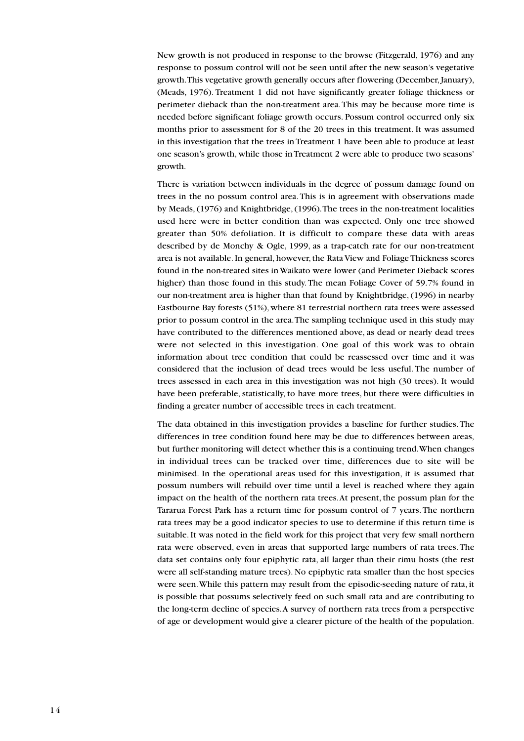New growth is not produced in response to the browse (Fitzgerald, 1976) and any response to possum control will not be seen until after the new season's vegetative growth. This vegetative growth generally occurs after flowering (December, January), (Meads, 1976). Treatment 1 did not have significantly greater foliage thickness or perimeter dieback than the non-treatment area. This may be because more time is needed before significant foliage growth occurs. Possum control occurred only six months prior to assessment for 8 of the 20 trees in this treatment. It was assumed in this investigation that the trees in Treatment 1 have been able to produce at least one season's growth, while those in Treatment 2 were able to produce two seasons' growth.

There is variation between individuals in the degree of possum damage found on trees in the no possum control area. This is in agreement with observations made by Meads, (1976) and Knightbridge, (1996). The trees in the non-treatment localities used here were in better condition than was expected. Only one tree showed greater than 50% defoliation. It is difficult to compare these data with areas described by de Monchy & Ogle, 1999, as a trap-catch rate for our non-treatment area is not available. In general, however, the Rata View and Foliage Thickness scores found in the non-treated sites in Waikato were lower (and Perimeter Dieback scores higher) than those found in this study. The mean Foliage Cover of 59.7% found in our non-treatment area is higher than that found by Knightbridge, (1996) in nearby Eastbourne Bay forests (51%), where 81 terrestrial northern rata trees were assessed prior to possum control in the area. The sampling technique used in this study may have contributed to the differences mentioned above, as dead or nearly dead trees were not selected in this investigation. One goal of this work was to obtain information about tree condition that could be reassessed over time and it was considered that the inclusion of dead trees would be less useful. The number of trees assessed in each area in this investigation was not high (30 trees). It would have been preferable, statistically, to have more trees, but there were difficulties in finding a greater number of accessible trees in each treatment.

The data obtained in this investigation provides a baseline for further studies. The differences in tree condition found here may be due to differences between areas, but further monitoring will detect whether this is a continuing trend. When changes in individual trees can be tracked over time, differences due to site will be minimised. In the operational areas used for this investigation, it is assumed that possum numbers will rebuild over time until a level is reached where they again impact on the health of the northern rata trees. At present, the possum plan for the Tararua Forest Park has a return time for possum control of 7 years. The northern rata trees may be a good indicator species to use to determine if this return time is suitable. It was noted in the field work for this project that very few small northern rata were observed, even in areas that supported large numbers of rata trees. The data set contains only four epiphytic rata, all larger than their rimu hosts (the rest were all self-standing mature trees). No epiphytic rata smaller than the host species were seen. While this pattern may result from the episodic-seeding nature of rata, it is possible that possums selectively feed on such small rata and are contributing to the long-term decline of species. A survey of northern rata trees from a perspective of age or development would give a clearer picture of the health of the population.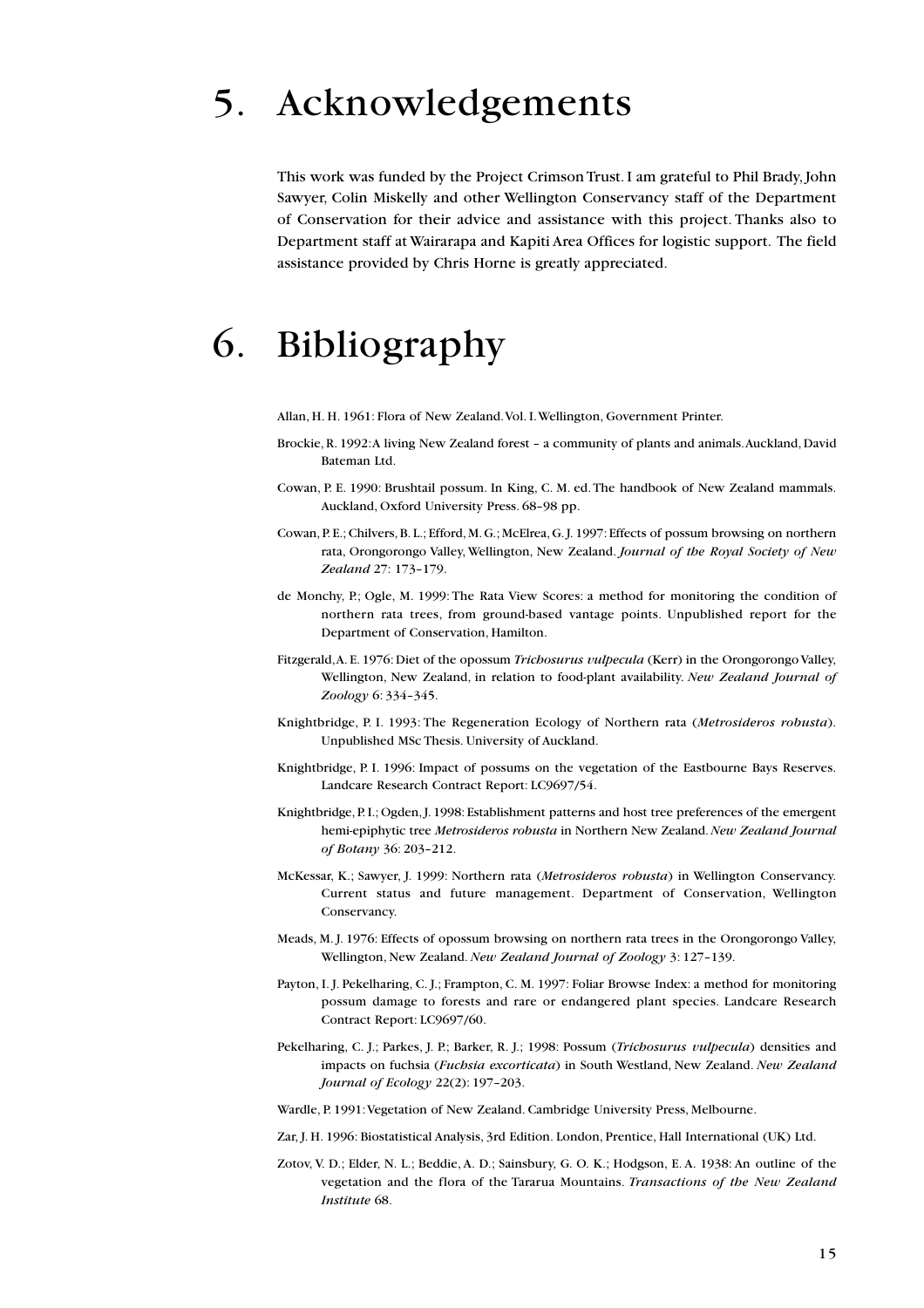# 5. Acknowledgements

This work was funded by the Project Crimson Trust. I am grateful to Phil Brady, John Sawyer, Colin Miskelly and other Wellington Conservancy staff of the Department of Conservation for their advice and assistance with this project. Thanks also to Department staff at Wairarapa and Kapiti Area Offices for logistic support. The field assistance provided by Chris Horne is greatly appreciated.

# 6. Bibliography

Allan, H. H. 1961: Flora of New Zealand. Vol. I. Wellington, Government Printer.

Brockie, R. 1992: A living New Zealand forest – a community of plants and animals. Auckland, David Bateman Ltd.

Cowan, P. E. 1990: Brushtail possum. In King, C. M. ed. The handbook of New Zealand mammals. Auckland, Oxford University Press. 68–98 pp.

Cowan, P. E.; Chilvers, B. L.; Efford, M. G.; McElrea, G. J. 1997: Effects of possum browsing on northern rata, Orongorongo Valley, Wellington, New Zealand. *Journal of the Royal Society of New Zealand* 27: 173–179.

de Monchy, P.; Ogle, M. 1999: The Rata View Scores: a method for monitoring the condition of northern rata trees, from ground-based vantage points. Unpublished report for the Department of Conservation, Hamilton.

Fitzgerald, A. E. 1976: Diet of the opossum *Trichosurus vulpecula* (Kerr) in the Orongorongo Valley, Wellington, New Zealand, in relation to food-plant availability. *New Zealand Journal of Zoology* 6: 334–345.

Knightbridge, P. I. 1993: The Regeneration Ecology of Northern rata (*Metrosideros robusta*). Unpublished MSc Thesis. University of Auckland.

Knightbridge, P. I. 1996: Impact of possums on the vegetation of the Eastbourne Bays Reserves. Landcare Research Contract Report: LC9697/54.

Knightbridge, P. I.; Ogden, J. 1998: Establishment patterns and host tree preferences of the emergent hemi-epiphytic tree *Metrosideros robusta* in Northern New Zealand. *New Zealand Journal of Botany* 36: 203–212.

McKessar, K.; Sawyer, J. 1999: Northern rata (*Metrosideros robusta*) in Wellington Conservancy. Current status and future management. Department of Conservation, Wellington Conservancy.

Meads, M. J. 1976: Effects of opossum browsing on northern rata trees in the Orongorongo Valley, Wellington, New Zealand. *New Zealand Journal of Zoology* 3: 127–139.

Payton, I. J. Pekelharing, C. J.; Frampton, C. M. 1997: Foliar Browse Index: a method for monitoring possum damage to forests and rare or endangered plant species. Landcare Research Contract Report: LC9697/60.

Pekelharing, C. J.; Parkes, J. P.; Barker, R. J.; 1998: Possum (*Trichosurus vulpecula*) densities and impacts on fuchsia (*Fuchsia excorticata*) in South Westland, New Zealand. *New Zealand Journal of Ecology* 22(2): 197–203.

Wardle, P. 1991: Vegetation of New Zealand. Cambridge University Press, Melbourne.

Zar, J. H. 1996: Biostatistical Analysis, 3rd Edition. London, Prentice, Hall International (UK) Ltd.

Zotov, V. D.; Elder, N. L.; Beddie, A. D.; Sainsbury, G. O. K.; Hodgson, E. A. 1938: An outline of the vegetation and the flora of the Tararua Mountains. *Transactions of the New Zealand Institute* 68.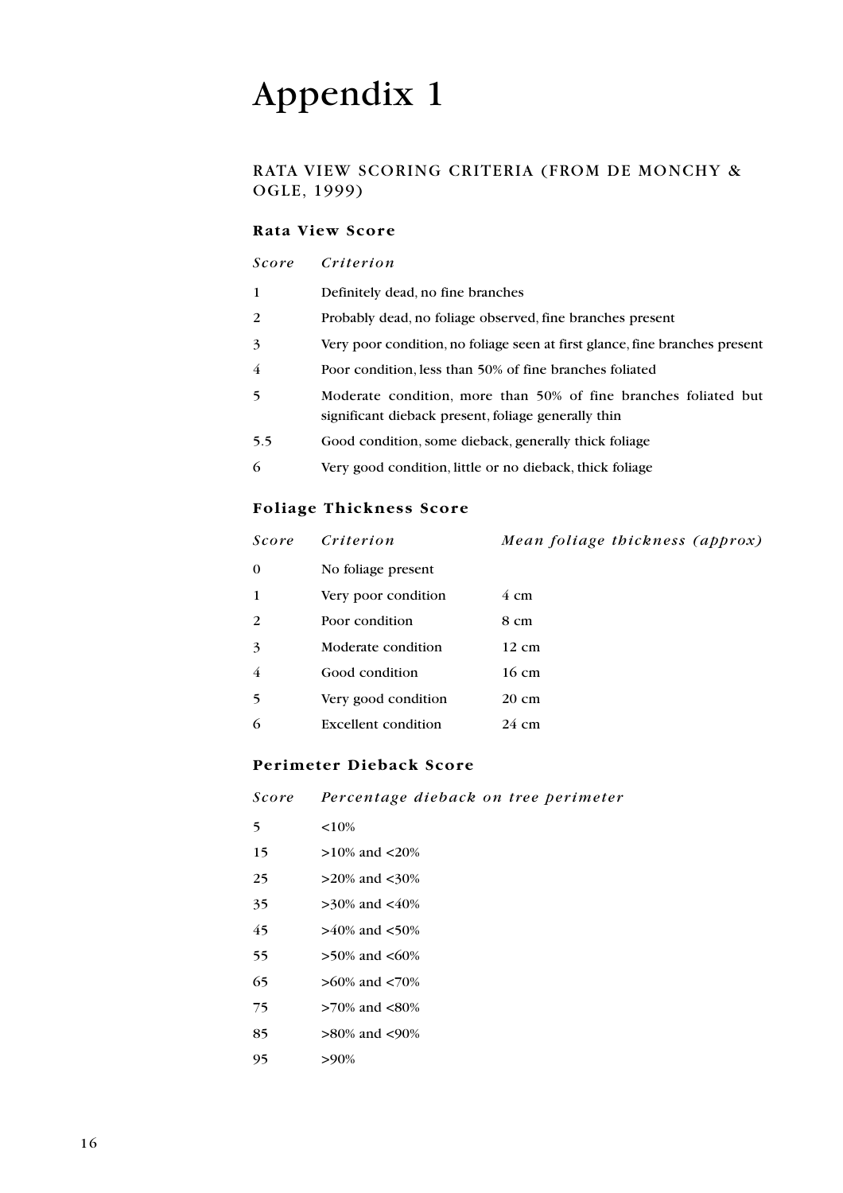# Appendix 1

## RATA VIEW SCORING CRITERIA (FROM DE MONCHY & OGLE, 1999)

### Rata View Score

| *Score* | *Criterion* |
|---|---|
| 1 | Definitely dead, no fine branches |
| 2 | Probably dead, no foliage observed, fine branches present |
| 3 | Very poor condition, no foliage seen at first glance, fine branches present |
| 4 | Poor condition, less than 50% of fine branches foliated |
| 5 | Moderate condition, more than 50% of fine branches foliated but significant dieback present, foliage generally thin |
| 5.5 | Good condition, some dieback, generally thick foliage |
| 6 | Very good condition, little or no dieback, thick foliage |

### Foliage Thickness Score

| *Score* | *Criterion* | *Mean foliage thickness (approx)* |
|---|---|---|
| 0 | No foliage present | |
| 1 | Very poor condition | 4 cm |
| 2 | Poor condition | 8 cm |
| 3 | Moderate condition | 12 cm |
| 4 | Good condition | 16 cm |
| 5 | Very good condition | 20 cm |
| 6 | Excellent condition | 24 cm |

### Perimeter Dieback Score

| *Score* | *Percentage dieback on tree perimeter* |
|---|---|
| 5 | <10% |
| 15 | >10% and <20% |
| 25 | >20% and <30% |
| 35 | >30% and <40% |
| 45 | >40% and <50% |
| 55 | >50% and <60% |
| 65 | >60% and <70% |
| 75 | >70% and <80% |
| 85 | >80% and <90% |
| 95 | >90% |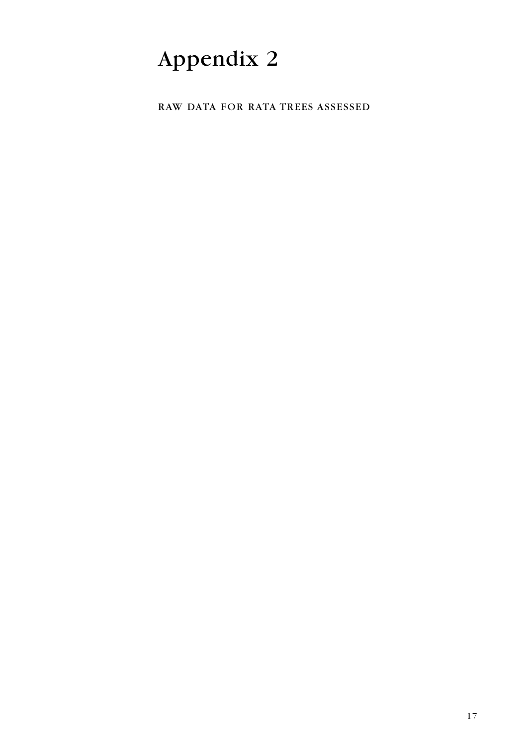# Appendix 2

RAW DATA FOR RATA TREES ASSESSED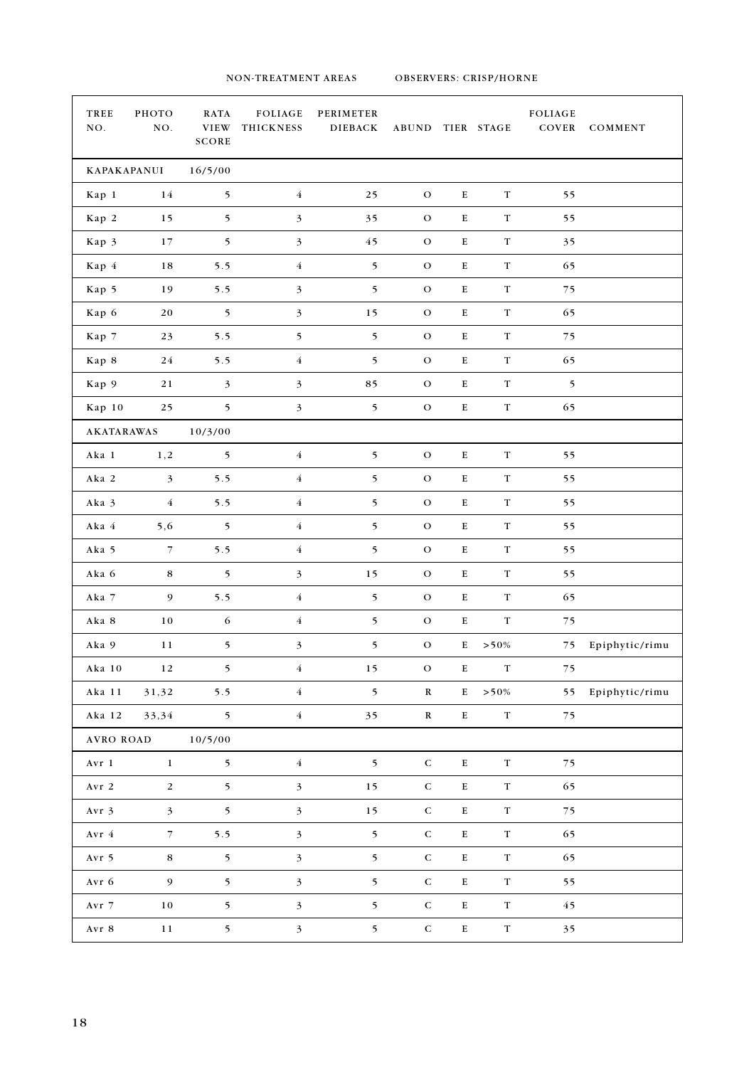NON-TREATMENT AREAS OBSERVERS: CRISP/HORNE

| TREE NO. | PHOTO NO. | RATA VIEW SCORE | FOLIAGE THICKNESS | PERIMETER DIEBACK | ABUND | TIER | STAGE | FOLIAGE COVER | COMMENT |
|---|---|---|---|---|---|---|---|---|---|
| KAPAKAPANUI | | 16/5/00 | | | | | | | |
| Kap 1 | 14 | 5 | 4 | 25 | O | E | T | 55 | |
| Kap 2 | 15 | 5 | 3 | 35 | O | E | T | 55 | |
| Kap 3 | 17 | 5 | 3 | 45 | O | E | T | 35 | |
| Kap 4 | 18 | 5.5 | 4 | 5 | O | E | T | 65 | |
| Kap 5 | 19 | 5.5 | 3 | 5 | O | E | T | 75 | |
| Kap 6 | 20 | 5 | 3 | 15 | O | E | T | 65 | |
| Kap 7 | 23 | 5.5 | 5 | 5 | O | E | T | 75 | |
| Kap 8 | 24 | 5.5 | 4 | 5 | O | E | T | 65 | |
| Kap 9 | 21 | 3 | 3 | 85 | O | E | T | 5 | |
| Kap 10 | 25 | 5 | 3 | 5 | O | E | T | 65 | |
| AKATARAWAS | | 10/3/00 | | | | | | | |
| Aka 1 | 1,2 | 5 | 4 | 5 | O | E | T | 55 | |
| Aka 2 | 3 | 5.5 | 4 | 5 | O | E | T | 55 | |
| Aka 3 | 4 | 5.5 | 4 | 5 | O | E | T | 55 | |
| Aka 4 | 5,6 | 5 | 4 | 5 | O | E | T | 55 | |
| Aka 5 | 7 | 5.5 | 4 | 5 | O | E | T | 55 | |
| Aka 6 | 8 | 5 | 3 | 15 | O | E | T | 55 | |
| Aka 7 | 9 | 5.5 | 4 | 5 | O | E | T | 65 | |
| Aka 8 | 10 | 6 | 4 | 5 | O | E | T | 75 | |
| Aka 9 | 11 | 5 | 3 | 5 | O | E | >50% | 75 | Epiphytic/rimu |
| Aka 10 | 12 | 5 | 4 | 15 | O | E | T | 75 | |
| Aka 11 | 31,32 | 5.5 | 4 | 5 | R | E | >50% | 55 | Epiphytic/rimu |
| Aka 12 | 33,34 | 5 | 4 | 35 | R | E | T | 75 | |
| AVRO ROAD | | 10/5/00 | | | | | | | |
| Avr 1 | 1 | 5 | 4 | 5 | C | E | T | 75 | |
| Avr 2 | 2 | 5 | 3 | 15 | C | E | T | 65 | |
| Avr 3 | 3 | 5 | 3 | 15 | C | E | T | 75 | |
| Avr 4 | 7 | 5.5 | 3 | 5 | C | E | T | 65 | |
| Avr 5 | 8 | 5 | 3 | 5 | C | E | T | 65 | |
| Avr 6 | 9 | 5 | 3 | 5 | C | E | T | 55 | |
| Avr 7 | 10 | 5 | 3 | 5 | C | E | T | 45 | |
| Avr 8 | 11 | 5 | 3 | 5 | C | E | T | 35 | |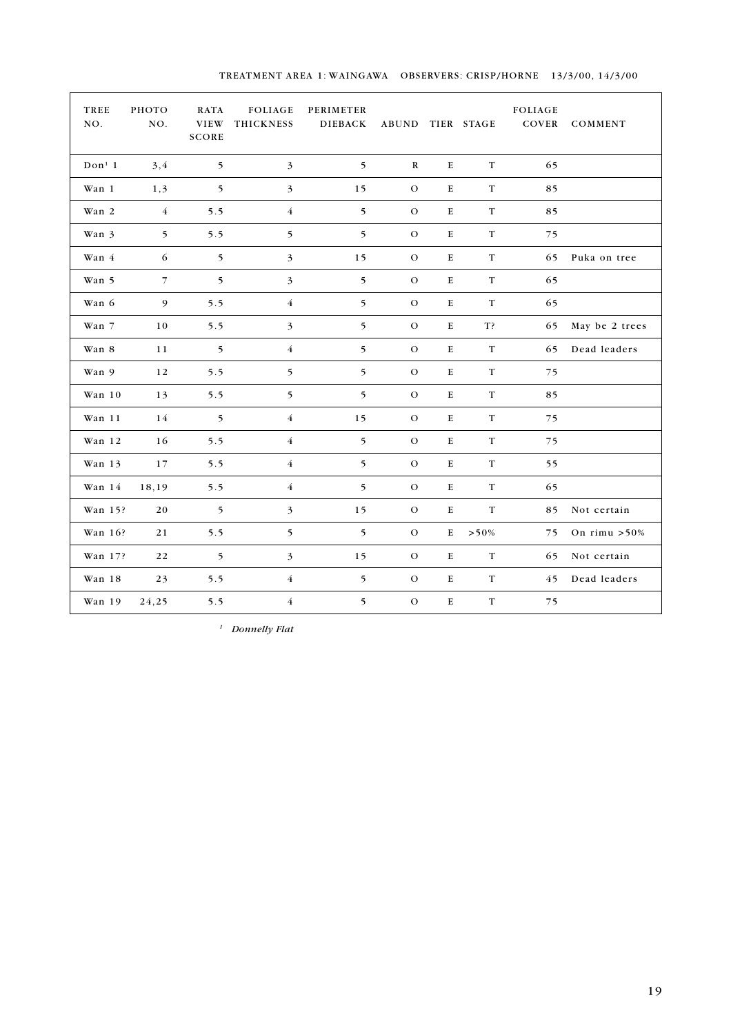TREATMENT AREA 1: WAINGAWA OBSERVERS: CRISP/HORNE 13/3/00, 14/3/00

| TREE NO. | PHOTO NO. | RATA VIEW SCORE | FOLIAGE THICKNESS | PERIMETER DIEBACK | ABUND | TIER | STAGE | FOLIAGE COVER | COMMENT |
|---|---|---|---|---|---|---|---|---|---|
| Don[1] 1 | 3,4 | 5 | 3 | 5 | R | E | T | 65 | |
| Wan 1 | 1,3 | 5 | 3 | 15 | O | E | T | 85 | |
| Wan 2 | 4 | 5.5 | 4 | 5 | O | E | T | 85 | |
| Wan 3 | 5 | 5.5 | 5 | 5 | O | E | T | 75 | |
| Wan 4 | 6 | 5 | 3 | 15 | O | E | T | 65 | Puka on tree |
| Wan 5 | 7 | 5 | 3 | 5 | O | E | T | 65 | |
| Wan 6 | 9 | 5.5 | 4 | 5 | O | E | T | 65 | |
| Wan 7 | 10 | 5.5 | 3 | 5 | O | E | T? | 65 | May be 2 trees |
| Wan 8 | 11 | 5 | 4 | 5 | O | E | T | 65 | Dead leaders |
| Wan 9 | 12 | 5.5 | 5 | 5 | O | E | T | 75 | |
| Wan 10 | 13 | 5.5 | 5 | 5 | O | E | T | 85 | |
| Wan 11 | 14 | 5 | 4 | 15 | O | E | T | 75 | |
| Wan 12 | 16 | 5.5 | 4 | 5 | O | E | T | 75 | |
| Wan 13 | 17 | 5.5 | 4 | 5 | O | E | T | 55 | |
| Wan 14 | 18,19 | 5.5 | 4 | 5 | O | E | T | 65 | |
| Wan 15? | 20 | 5 | 3 | 15 | O | E | T | 85 | Not certain |
| Wan 16? | 21 | 5.5 | 5 | 5 | O | E | >50% | 75 | On rimu >50% |
| Wan 17? | 22 | 5 | 3 | 15 | O | E | T | 65 | Not certain |
| Wan 18 | 23 | 5.5 | 4 | 5 | O | E | T | 45 | Dead leaders |
| Wan 19 | 24,25 | 5.5 | 4 | 5 | O | E | T | 75 | |

[1] *Donnelly Flat*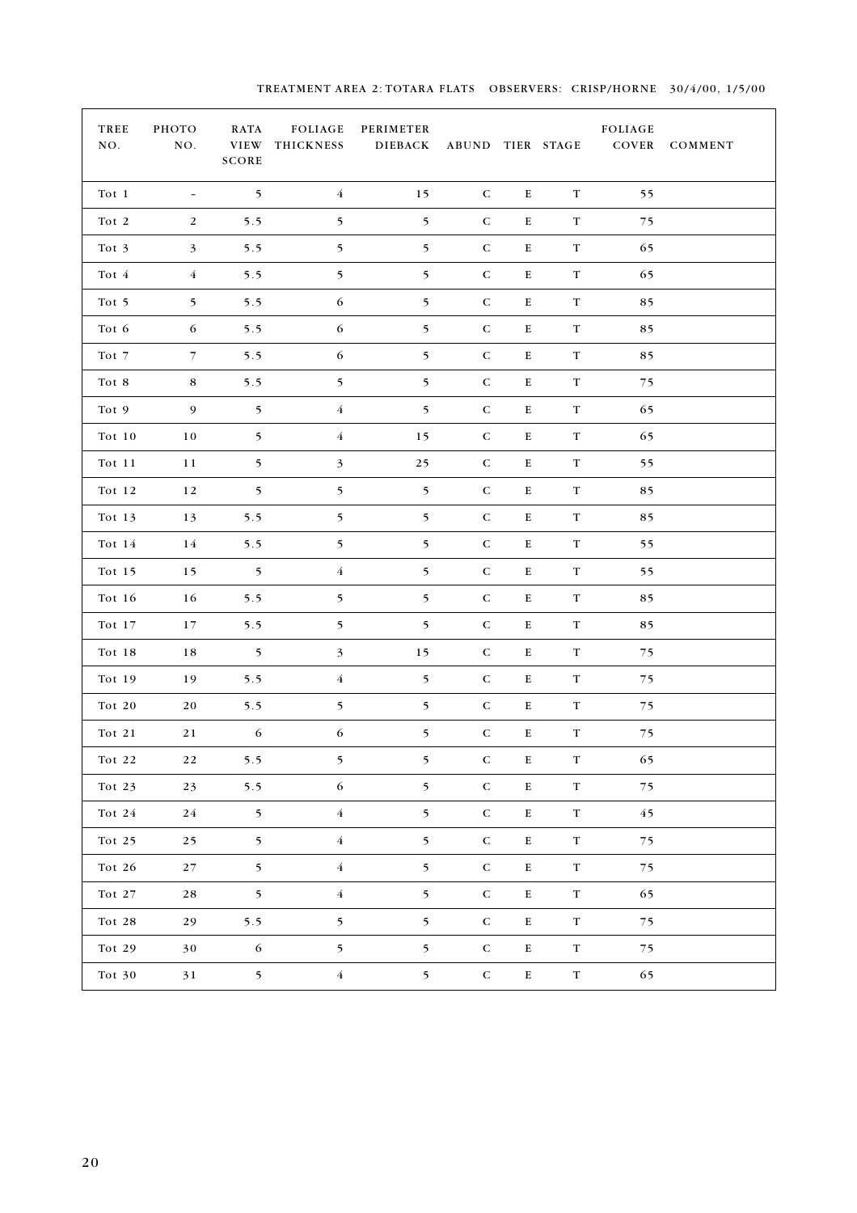TREATMENT AREA 2: TOTARA FLATS OBSERVERS: CRISP/HORNE 30/4/00, 1/5/00

| TREE NO. | PHOTO NO. | RATA VIEW SCORE | FOLIAGE THICKNESS | PERIMETER DIEBACK | ABUND | TIER | STAGE | FOLIAGE COVER | COMMENT |
|---|---|---|---|---|---|---|---|---|---|
| Tot 1 | - | 5 | 4 | 15 | C | E | T | 55 | |
| Tot 2 | 2 | 5.5 | 5 | 5 | C | E | T | 75 | |
| Tot 3 | 3 | 5.5 | 5 | 5 | C | E | T | 65 | |
| Tot 4 | 4 | 5.5 | 5 | 5 | C | E | T | 65 | |
| Tot 5 | 5 | 5.5 | 6 | 5 | C | E | T | 85 | |
| Tot 6 | 6 | 5.5 | 6 | 5 | C | E | T | 85 | |
| Tot 7 | 7 | 5.5 | 6 | 5 | C | E | T | 85 | |
| Tot 8 | 8 | 5.5 | 5 | 5 | C | E | T | 75 | |
| Tot 9 | 9 | 5 | 4 | 5 | C | E | T | 65 | |
| Tot 10 | 10 | 5 | 4 | 15 | C | E | T | 65 | |
| Tot 11 | 11 | 5 | 3 | 25 | C | E | T | 55 | |
| Tot 12 | 12 | 5 | 5 | 5 | C | E | T | 85 | |
| Tot 13 | 13 | 5.5 | 5 | 5 | C | E | T | 85 | |
| Tot 14 | 14 | 5.5 | 5 | 5 | C | E | T | 55 | |
| Tot 15 | 15 | 5 | 4 | 5 | C | E | T | 55 | |
| Tot 16 | 16 | 5.5 | 5 | 5 | C | E | T | 85 | |
| Tot 17 | 17 | 5.5 | 5 | 5 | C | E | T | 85 | |
| Tot 18 | 18 | 5 | 3 | 15 | C | E | T | 75 | |
| Tot 19 | 19 | 5.5 | 4 | 5 | C | E | T | 75 | |
| Tot 20 | 20 | 5.5 | 5 | 5 | C | E | T | 75 | |
| Tot 21 | 21 | 6 | 6 | 5 | C | E | T | 75 | |
| Tot 22 | 22 | 5.5 | 5 | 5 | C | E | T | 65 | |
| Tot 23 | 23 | 5.5 | 6 | 5 | C | E | T | 75 | |
| Tot 24 | 24 | 5 | 4 | 5 | C | E | T | 45 | |
| Tot 25 | 25 | 5 | 4 | 5 | C | E | T | 75 | |
| Tot 26 | 27 | 5 | 4 | 5 | C | E | T | 75 | |
| Tot 27 | 28 | 5 | 4 | 5 | C | E | T | 65 | |
| Tot 28 | 29 | 5.5 | 5 | 5 | C | E | T | 75 | |
| Tot 29 | 30 | 6 | 5 | 5 | C | E | T | 75 | |
| Tot 30 | 31 | 5 | 4 | 5 | C | E | T | 65 | |